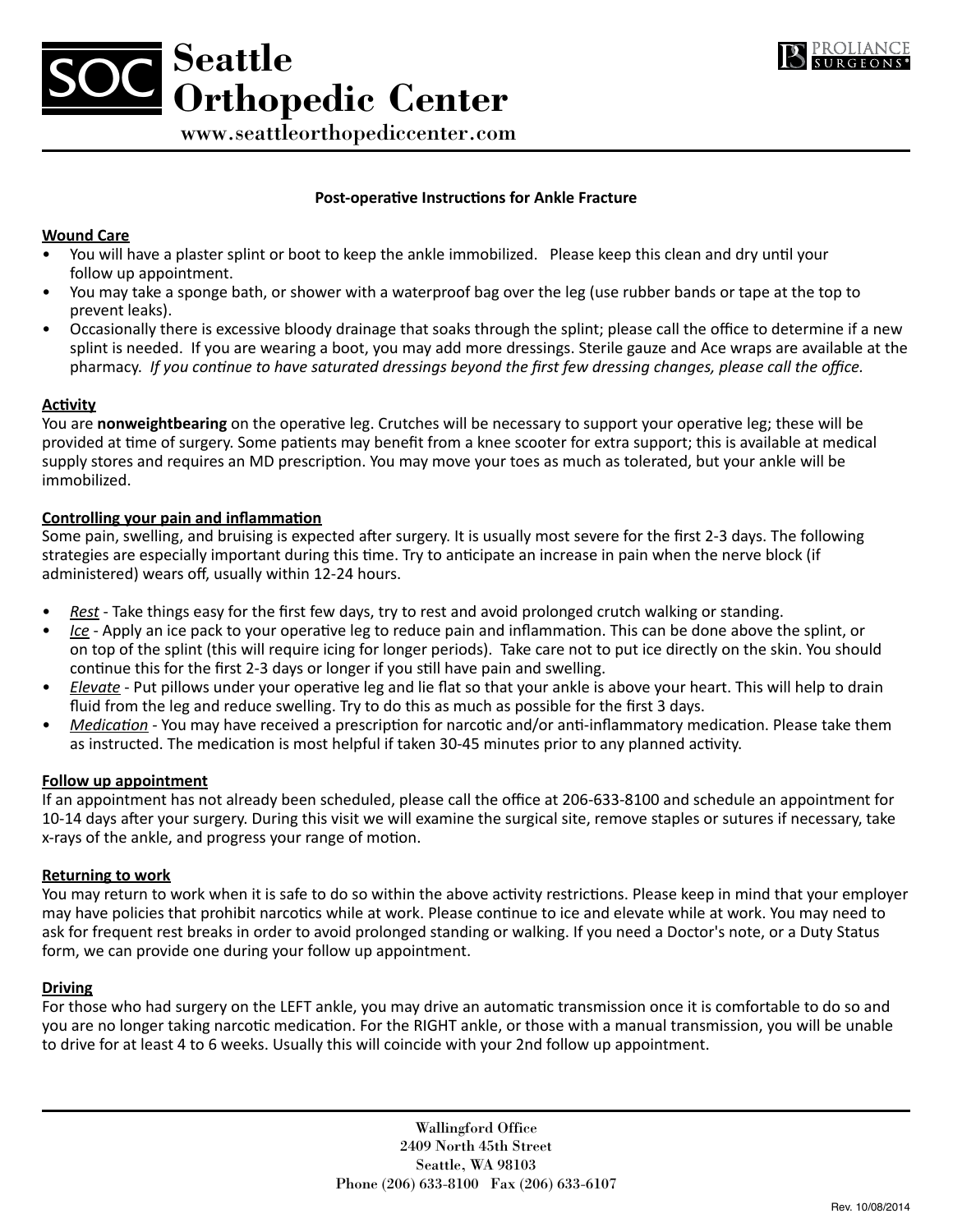# Seattle Orthopedic Center

www.seattleorthopediccenter.com

PROLIANCE SURGEONS®

## Post-operative Instructions for Ankle Fracture

### Wound Care

- You will have a plaster splint or boot to keep the ankle immobilized. Please keep this clean and dry until your follow up appointment.
- You may take a sponge bath, or shower with a waterproof bag over the leg (use rubber bands or tape at the top to prevent leaks).
- Occasionally there is excessive bloody drainage that soaks through the splint; please call the office to determine if a new splint is needed. If you are wearing a boot, you may add more dressings. Sterile gauze and Ace wraps are available at the pharmacy. *If you continue to have saturated dressings beyond the first few dressing changes, please call the office.*

### Activity

You are **nonweightbearing** on the operative leg. Crutches will be necessary to support your operative leg; these will be provided at time of surgery. Some patients may benefit from a knee scooter for extra support; this is available at medical supply stores and requires an MD prescription. You may move your toes as much as tolerated, but your ankle will be immobilized.

### Controlling your pain and inflammation

Some pain, swelling, and bruising is expected after surgery. It is usually most severe for the first 2-3 days. The following strategies are especially important during this time. Try to anticipate an increase in pain when the nerve block (if administered) wears off, usually within 12-24 hours.

- *Rest* - Take things easy for the first few days, try to rest and avoid prolonged crutch walking or standing.
- *Ice* - Apply an ice pack to your operative leg to reduce pain and inflammation. This can be done above the splint, or on top of the splint (this will require icing for longer periods). Take care not to put ice directly on the skin. You should continue this for the first 2-3 days or longer if you still have pain and swelling.
- *Elevate* - Put pillows under your operative leg and lie flat so that your ankle is above your heart. This will help to drain fluid from the leg and reduce swelling. Try to do this as much as possible for the first 3 days.
- *Medication* - You may have received a prescription for narcotic and/or anti-inflammatory medication. Please take them as instructed. The medication is most helpful if taken 30-45 minutes prior to any planned activity.

### Follow up appointment

If an appointment has not already been scheduled, please call the office at 206-633-8100 and schedule an appointment for 10-14 days after your surgery. During this visit we will examine the surgical site, remove staples or sutures if necessary, take x-rays of the ankle, and progress your range of motion.

### Returning to work

You may return to work when it is safe to do so within the above activity restrictions. Please keep in mind that your employer may have policies that prohibit narcotics while at work. Please continue to ice and elevate while at work. You may need to ask for frequent rest breaks in order to avoid prolonged standing or walking. If you need a Doctor's note, or a Duty Status form, we can provide one during your follow up appointment.

### Driving

For those who had surgery on the LEFT ankle, you may drive an automatic transmission once it is comfortable to do so and you are no longer taking narcotic medication. For the RIGHT ankle, or those with a manual transmission, you will be unable to drive for at least 4 to 6 weeks. Usually this will coincide with your 2nd follow up appointment.

Wallingford Office
2409 North 45th Street
Seattle, WA 98103
Phone (206) 633-8100 Fax (206) 633-6107

Rev. 10/08/2014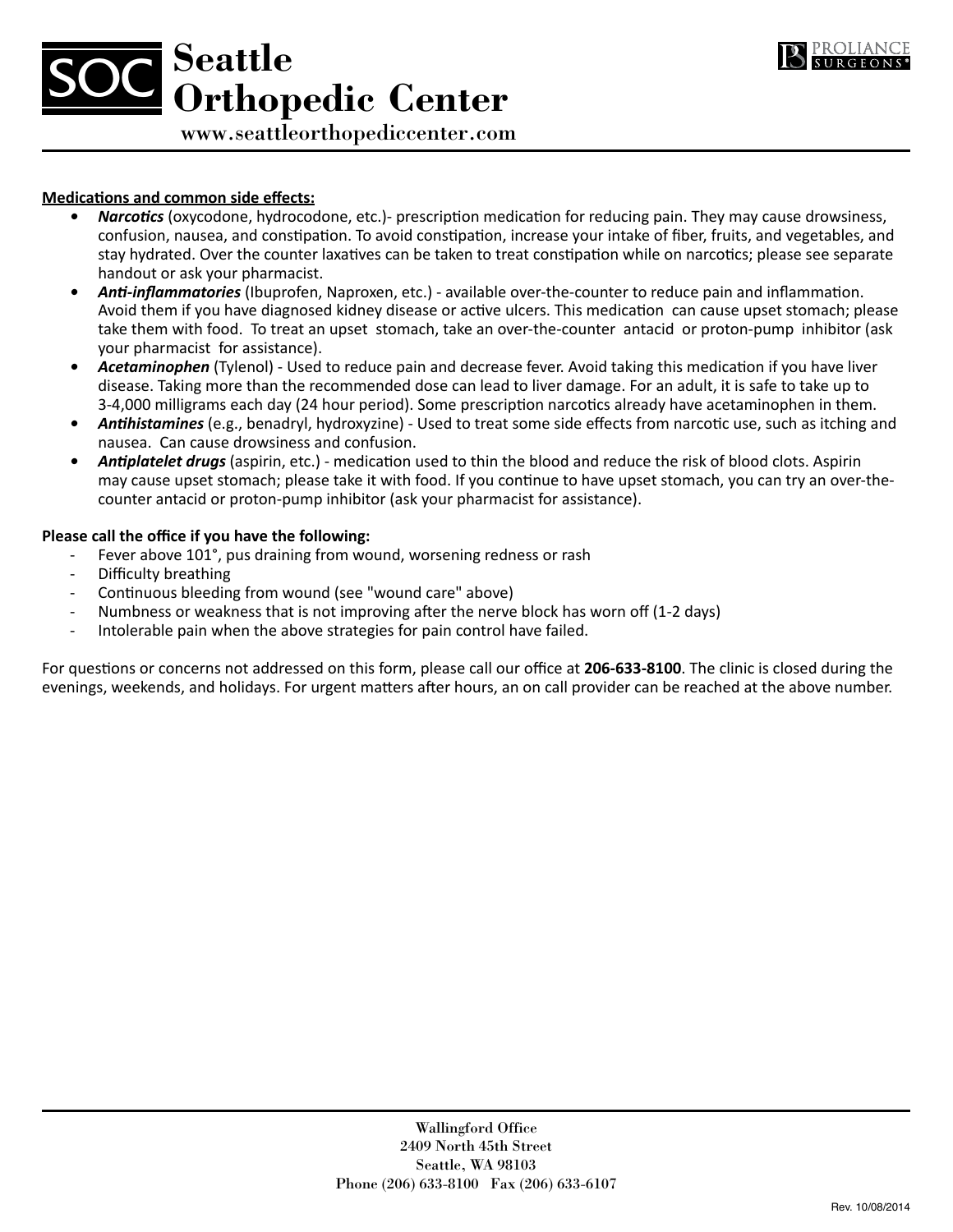**Medications and common side effects:**

- ***Narcotics*** (oxycodone, hydrocodone, etc.)- prescription medication for reducing pain. They may cause drowsiness, confusion, nausea, and constipation. To avoid constipation, increase your intake of fiber, fruits, and vegetables, and stay hydrated. Over the counter laxatives can be taken to treat constipation while on narcotics; please see separate handout or ask your pharmacist.
- ***Anti-inflammatories*** (Ibuprofen, Naproxen, etc.) - available over-the-counter to reduce pain and inflammation. Avoid them if you have diagnosed kidney disease or active ulcers. This medication can cause upset stomach; please take them with food. To treat an upset stomach, take an over-the-counter antacid or proton-pump inhibitor (ask your pharmacist for assistance).
- ***Acetaminophen*** (Tylenol) - Used to reduce pain and decrease fever. Avoid taking this medication if you have liver disease. Taking more than the recommended dose can lead to liver damage. For an adult, it is safe to take up to 3-4,000 milligrams each day (24 hour period). Some prescription narcotics already have acetaminophen in them.
- ***Antihistamines*** (e.g., benadryl, hydroxyzine) - Used to treat some side effects from narcotic use, such as itching and nausea. Can cause drowsiness and confusion.
- ***Antiplatelet drugs*** (aspirin, etc.) - medication used to thin the blood and reduce the risk of blood clots. Aspirin may cause upset stomach; please take it with food. If you continue to have upset stomach, you can try an over-the-counter antacid or proton-pump inhibitor (ask your pharmacist for assistance).

**Please call the office if you have the following:**

- Fever above 101°, pus draining from wound, worsening redness or rash
- Difficulty breathing
- Continuous bleeding from wound (see "wound care" above)
- Numbness or weakness that is not improving after the nerve block has worn off (1-2 days)
- Intolerable pain when the above strategies for pain control have failed.

For questions or concerns not addressed on this form, please call our office at **206-633-8100**. The clinic is closed during the evenings, weekends, and holidays. For urgent matters after hours, an on call provider can be reached at the above number.

Wallingford Office
2409 North 45th Street
Seattle, WA 98103
Phone (206) 633-8100 Fax (206) 633-6107

Rev. 10/08/2014